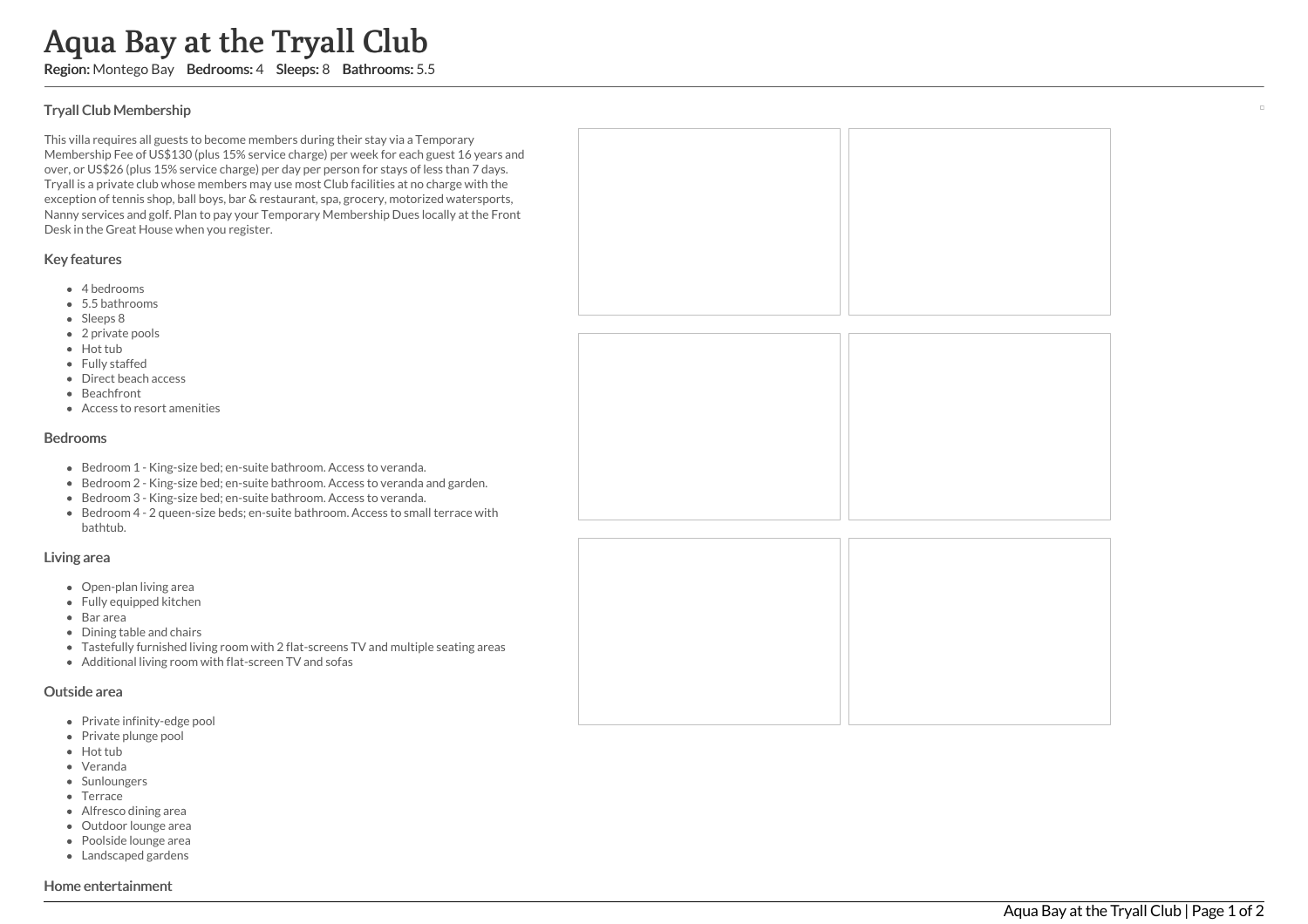# Aqua Bay at the Tryall Club

**Region:** Montego Bay **Bedrooms:** 4 **Sleeps:** 8 **Bathrooms:** 5.5

## Tryall Club Membership

This villa requires all guests to become members during their stay via a Temporary Membership Fee of US$130 (plus 15% service charge) per week for each guest 16 years and over, or US$26 (plus 15% service charge) per day per person for stays of less than 7 days. Tryall is a private club whose members may use most Club facilities at no charge with the exception of tennis shop, ball boys, bar & restaurant, spa, grocery, motorized watersports, Nanny services and golf. Plan to pay your Temporary Membership Dues locally at the Front Desk in the Great House when you register.

## Key features

- 4 bedrooms
- 5.5 bathrooms
- Sleeps 8
- 2 private pools
- Hot tub
- Fully staffed
- Direct beach access
- Beachfront
- Access to resort amenities

## Bedrooms

- Bedroom 1 - King-size bed; en-suite bathroom. Access to veranda.
- Bedroom 2 - King-size bed; en-suite bathroom. Access to veranda and garden.
- Bedroom 3 - King-size bed; en-suite bathroom. Access to veranda.
- Bedroom 4 - 2 queen-size beds; en-suite bathroom. Access to small terrace with bathtub.

## Living area

- Open-plan living area
- Fully equipped kitchen
- Bar area
- Dining table and chairs
- Tastefully furnished living room with 2 flat-screens TV and multiple seating areas
- Additional living room with flat-screen TV and sofas

## Outside area

- Private infinity-edge pool
- Private plunge pool
- Hot tub
- Veranda
- Sunloungers
- Terrace
- Alfresco dining area
- Outdoor lounge area
- Poolside lounge area
- Landscaped gardens

## Home entertainment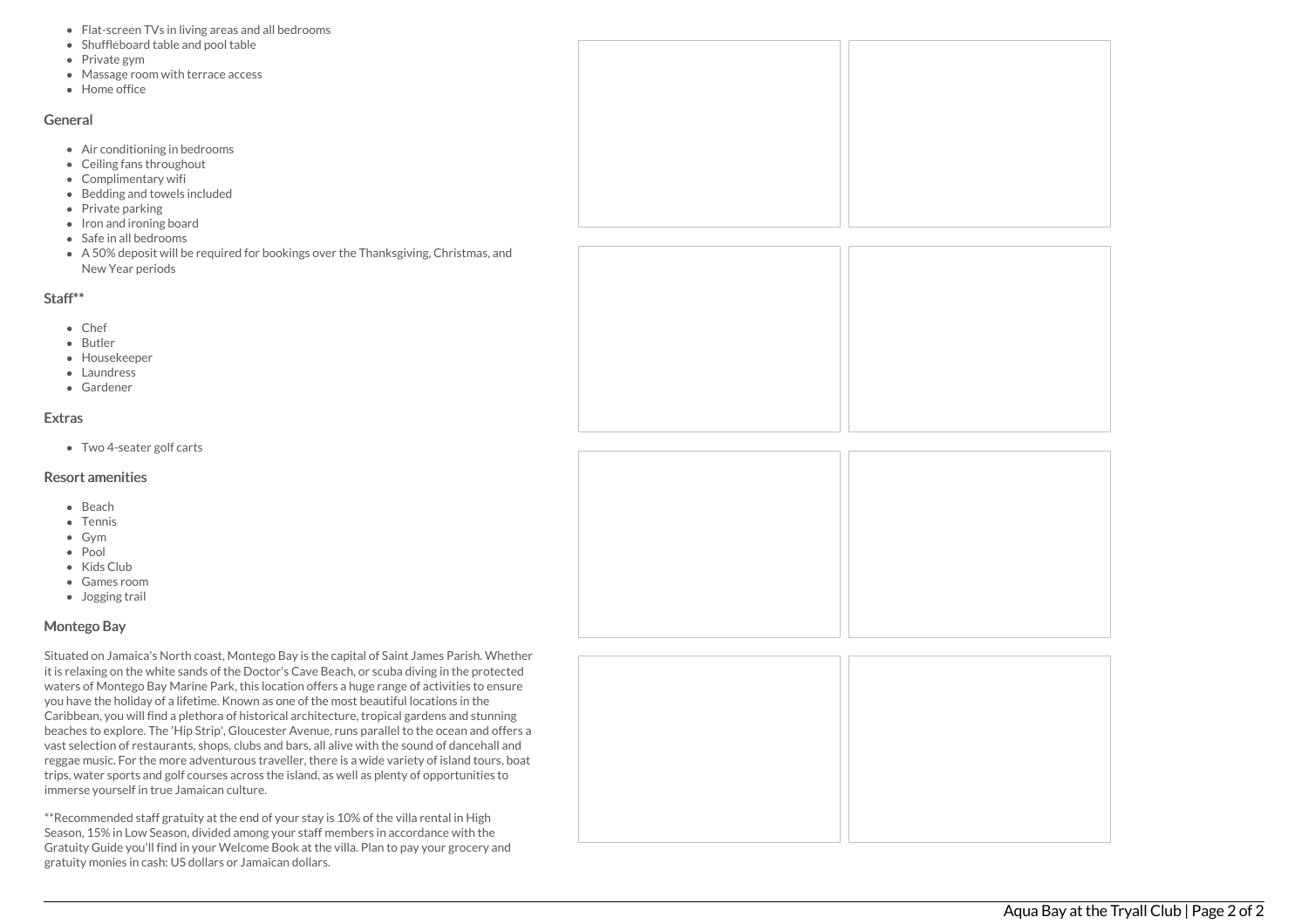- Flat-screen TVs in living areas and all bedrooms
- Shuffleboard table and pool table
- Private gym
- Massage room with terrace access
- Home office

### General

- Air conditioning in bedrooms
- Ceiling fans throughout
- Complimentary wifi
- Bedding and towels included
- Private parking
- Iron and ironing board
- Safe in all bedrooms
- A 50% deposit will be required for bookings over the Thanksgiving, Christmas, and New Year periods

### Staff**

- Chef
- Butler
- Housekeeper
- Laundress
- Gardener

### Extras

- Two 4-seater golf carts

### Resort amenities

- Beach
- Tennis
- Gym
- Pool
- Kids Club
- Games room
- Jogging trail

### Montego Bay

Situated on Jamaica's North coast, Montego Bay is the capital of Saint James Parish. Whether it is relaxing on the white sands of the Doctor's Cave Beach, or scuba diving in the protected waters of Montego Bay Marine Park, this location offers a huge range of activities to ensure you have the holiday of a lifetime. Known as one of the most beautiful locations in the Caribbean, you will find a plethora of historical architecture, tropical gardens and stunning beaches to explore. The 'Hip Strip', Gloucester Avenue, runs parallel to the ocean and offers a vast selection of restaurants, shops, clubs and bars, all alive with the sound of dancehall and reggae music. For the more adventurous traveller, there is a wide variety of island tours, boat trips, water sports and golf courses across the island, as well as plenty of opportunities to immerse yourself in true Jamaican culture.

**Recommended staff gratuity at the end of your stay is 10% of the villa rental in High Season, 15% in Low Season, divided among your staff members in accordance with the Gratuity Guide you'll find in your Welcome Book at the villa. Plan to pay your grocery and gratuity monies in cash: US dollars or Jamaican dollars.